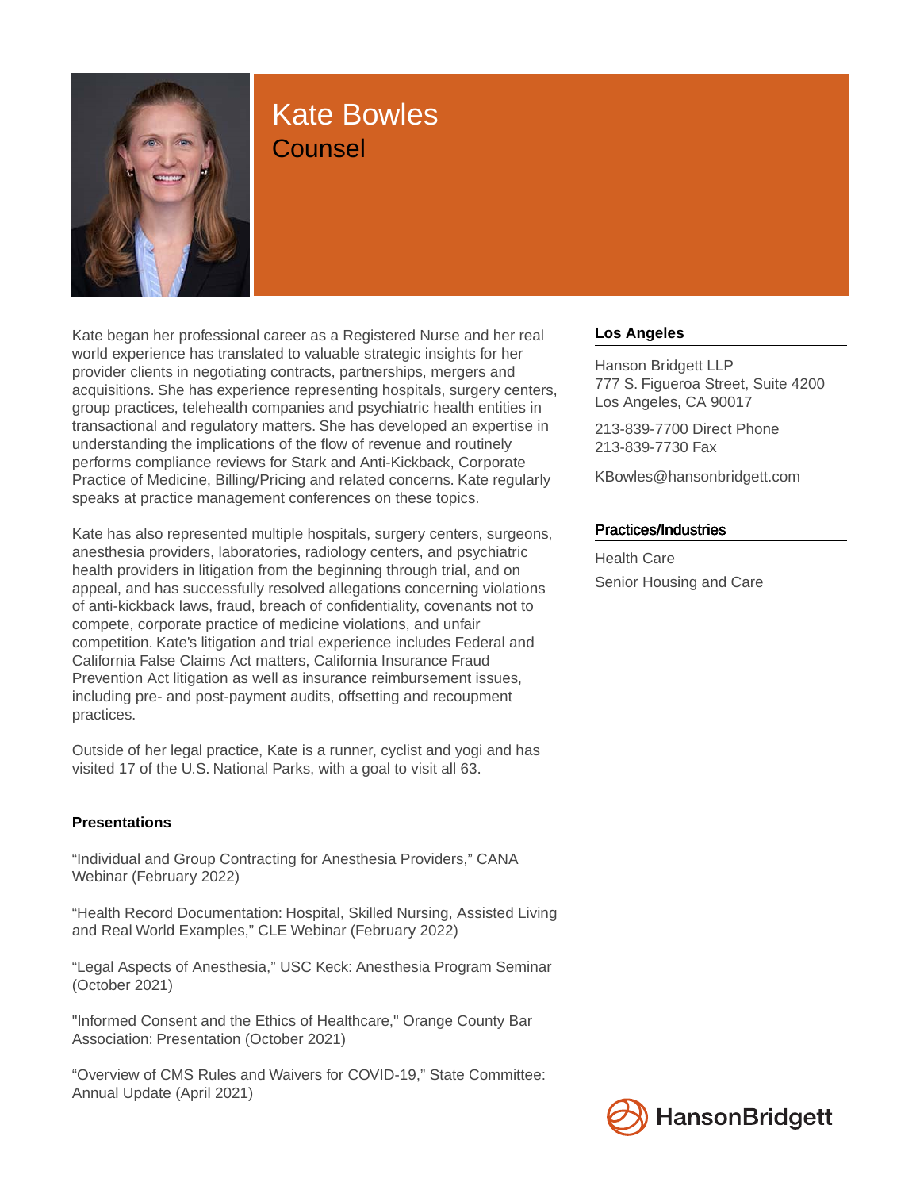# Kate Bowles

## Counsel

Kate began her professional career as a Registered Nurse and her real world experience has translated to valuable strategic insights for her provider clients in negotiating contracts, partnerships, mergers and acquisitions. She has experience representing hospitals, surgery centers, group practices, telehealth companies and psychiatric health entities in transactional and regulatory matters. She has developed an expertise in understanding the implications of the flow of revenue and routinely performs compliance reviews for Stark and Anti-Kickback, Corporate Practice of Medicine, Billing/Pricing and related concerns. Kate regularly speaks at practice management conferences on these topics.

Kate has also represented multiple hospitals, surgery centers, surgeons, anesthesia providers, laboratories, radiology centers, and psychiatric health providers in litigation from the beginning through trial, and on appeal, and has successfully resolved allegations concerning violations of anti-kickback laws, fraud, breach of confidentiality, covenants not to compete, corporate practice of medicine violations, and unfair competition. Kate's litigation and trial experience includes Federal and California False Claims Act matters, California Insurance Fraud Prevention Act litigation as well as insurance reimbursement issues, including pre- and post-payment audits, offsetting and recoupment practices.

Outside of her legal practice, Kate is a runner, cyclist and yogi and has visited 17 of the U.S. National Parks, with a goal to visit all 63.

### Presentations

“Individual and Group Contracting for Anesthesia Providers,” CANA Webinar (February 2022)

“Health Record Documentation: Hospital, Skilled Nursing, Assisted Living and Real World Examples,” CLE Webinar (February 2022)

“Legal Aspects of Anesthesia,” USC Keck: Anesthesia Program Seminar (October 2021)

"Informed Consent and the Ethics of Healthcare," Orange County Bar Association: Presentation (October 2021)

“Overview of CMS Rules and Waivers for COVID-19,” State Committee: Annual Update (April 2021)

### Los Angeles

Hanson Bridgett LLP
777 S. Figueroa Street, Suite 4200
Los Angeles, CA 90017

213-839-7700 Direct Phone
213-839-7730 Fax

KBowles@hansonbridgett.com

### Practices/Industries

Health Care

Senior Housing and Care

HansonBridgett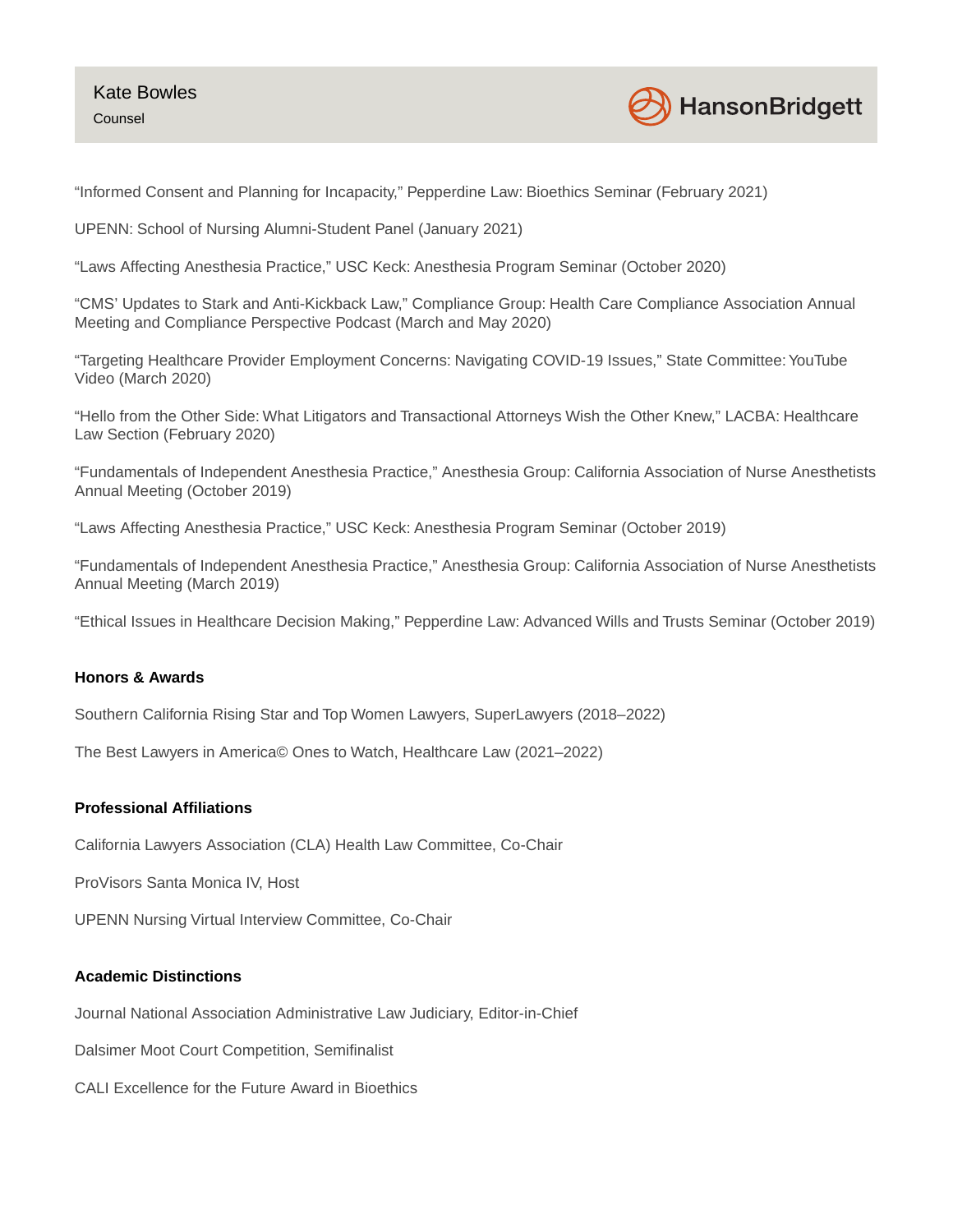"Informed Consent and Planning for Incapacity," Pepperdine Law: Bioethics Seminar (February 2021)

UPENN: School of Nursing Alumni-Student Panel (January 2021)

"Laws Affecting Anesthesia Practice," USC Keck: Anesthesia Program Seminar (October 2020)

"CMS' Updates to Stark and Anti-Kickback Law," Compliance Group: Health Care Compliance Association Annual Meeting and Compliance Perspective Podcast (March and May 2020)

"Targeting Healthcare Provider Employment Concerns: Navigating COVID-19 Issues," State Committee: YouTube Video (March 2020)

"Hello from the Other Side: What Litigators and Transactional Attorneys Wish the Other Knew," LACBA: Healthcare Law Section (February 2020)

"Fundamentals of Independent Anesthesia Practice," Anesthesia Group: California Association of Nurse Anesthetists Annual Meeting (October 2019)

"Laws Affecting Anesthesia Practice," USC Keck: Anesthesia Program Seminar (October 2019)

"Fundamentals of Independent Anesthesia Practice," Anesthesia Group: California Association of Nurse Anesthetists Annual Meeting (March 2019)

"Ethical Issues in Healthcare Decision Making," Pepperdine Law: Advanced Wills and Trusts Seminar (October 2019)

**Honors & Awards**

Southern California Rising Star and Top Women Lawyers, SuperLawyers (2018–2022)

The Best Lawyers in America© Ones to Watch, Healthcare Law (2021–2022)

**Professional Affiliations**

California Lawyers Association (CLA) Health Law Committee, Co-Chair

ProVisors Santa Monica IV, Host

UPENN Nursing Virtual Interview Committee, Co-Chair

**Academic Distinctions**

Journal National Association Administrative Law Judiciary, Editor-in-Chief

Dalsimer Moot Court Competition, Semifinalist

CALI Excellence for the Future Award in Bioethics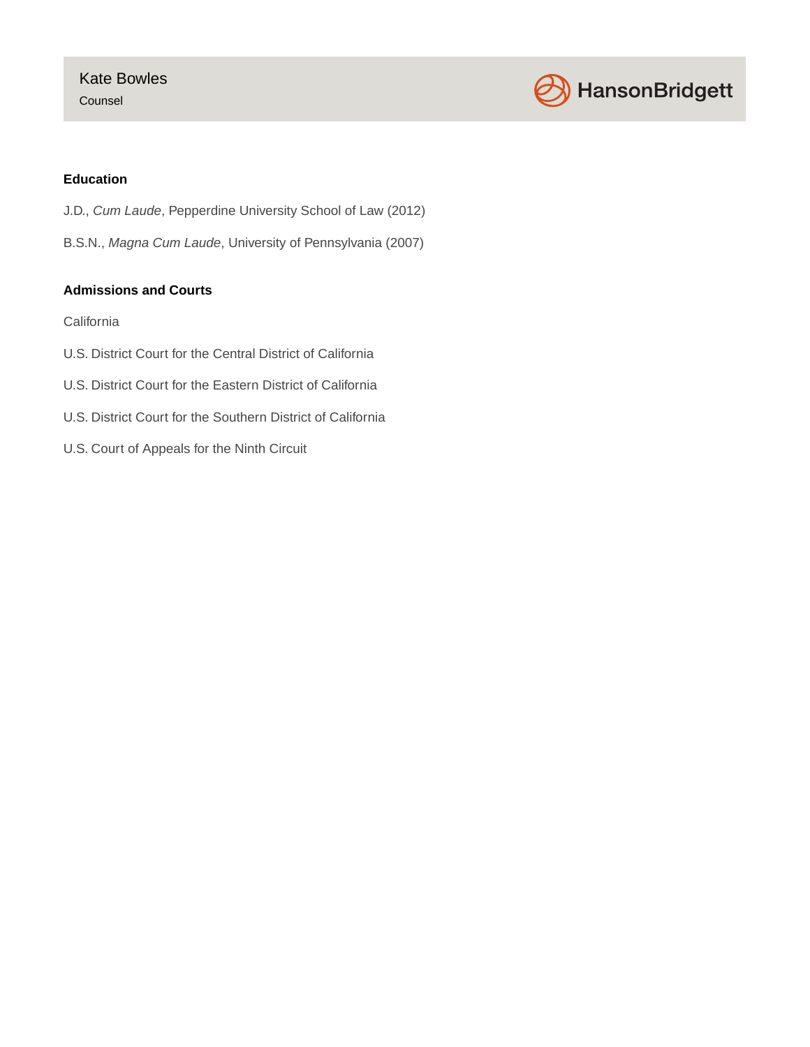Kate Bowles

Counsel

HansonBridgett

## Education

J.D., *Cum Laude*, Pepperdine University School of Law (2012)

B.S.N., *Magna Cum Laude*, University of Pennsylvania (2007)

## Admissions and Courts

California

U.S. District Court for the Central District of California

U.S. District Court for the Eastern District of California

U.S. District Court for the Southern District of California

U.S. Court of Appeals for the Ninth Circuit